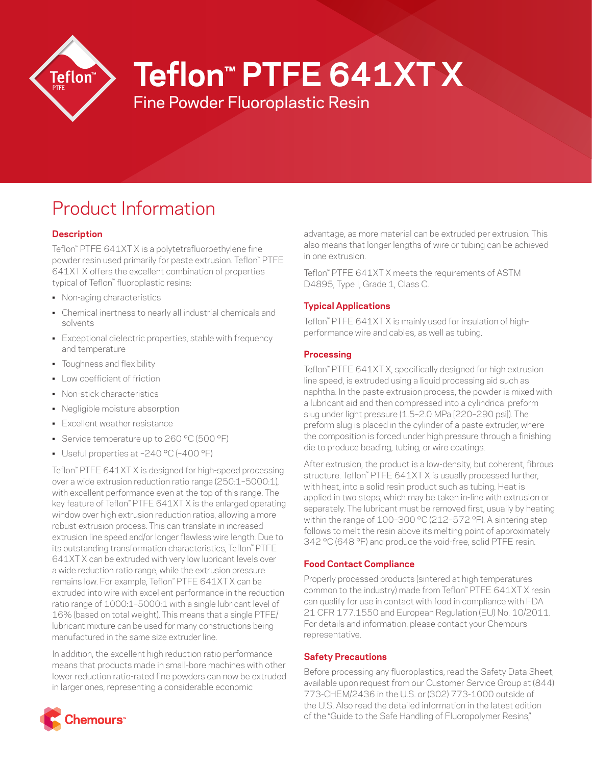# Teflon™ PTFE 641XT X

## Fine Powder Fluoroplastic Resin

# Product Information

### Description

Teflon™ PTFE 641XT X is a polytetrafluoroethylene fine powder resin used primarily for paste extrusion. Teflon™ PTFE 641XT X offers the excellent combination of properties typical of Teflon™ fluoroplastic resins:

- Non-aging characteristics
- Chemical inertness to nearly all industrial chemicals and solvents
- Exceptional dielectric properties, stable with frequency and temperature
- Toughness and flexibility
- Low coefficient of friction
- Non-stick characteristics
- Negligible moisture absorption
- Excellent weather resistance
- Service temperature up to 260 °C (500 °F)
- Useful properties at –240 °C (–400 °F)

Teflon™ PTFE 641XT X is designed for high-speed processing over a wide extrusion reduction ratio range (250:1–5000:1), with excellent performance even at the top of this range. The key feature of Teflon™ PTFE 641XT X is the enlarged operating window over high extrusion reduction ratios, allowing a more robust extrusion process. This can translate in increased extrusion line speed and/or longer flawless wire length. Due to its outstanding transformation characteristics, Teflon™ PTFE 641XT X can be extruded with very low lubricant levels over a wide reduction ratio range, while the extrusion pressure remains low. For example, Teflon™ PTFE 641XT X can be extruded into wire with excellent performance in the reduction ratio range of 1000:1–5000:1 with a single lubricant level of 16% (based on total weight). This means that a single PTFE/lubricant mixture can be used for many constructions being manufactured in the same size extruder line.

In addition, the excellent high reduction ratio performance means that products made in small-bore machines with other lower reduction ratio-rated fine powders can now be extruded in larger ones, representing a considerable economic advantage, as more material can be extruded per extrusion. This also means that longer lengths of wire or tubing can be achieved in one extrusion.

Teflon™ PTFE 641XT X meets the requirements of ASTM D4895, Type I, Grade 1, Class C.

### Typical Applications

Teflon™ PTFE 641XT X is mainly used for insulation of high-performance wire and cables, as well as tubing.

### Processing

Teflon™ PTFE 641XT X, specifically designed for high extrusion line speed, is extruded using a liquid processing aid such as naphtha. In the paste extrusion process, the powder is mixed with a lubricant aid and then compressed into a cylindrical preform slug under light pressure (1.5–2.0 MPa [220–290 psi]). The preform slug is placed in the cylinder of a paste extruder, where the composition is forced under high pressure through a finishing die to produce beading, tubing, or wire coatings.

After extrusion, the product is a low-density, but coherent, fibrous structure. Teflon™ PTFE 641XT X is usually processed further, with heat, into a solid resin product such as tubing. Heat is applied in two steps, which may be taken in-line with extrusion or separately. The lubricant must be removed first, usually by heating within the range of 100–300 °C (212–572 °F). A sintering step follows to melt the resin above its melting point of approximately 342 °C (648 °F) and produce the void-free, solid PTFE resin.

### Food Contact Compliance

Properly processed products (sintered at high temperatures common to the industry) made from Teflon™ PTFE 641XT X resin can qualify for use in contact with food in compliance with FDA 21 CFR 177.1550 and European Regulation (EU) No. 10/2011. For details and information, please contact your Chemours representative.

### Safety Precautions

Before processing any fluoroplastics, read the Safety Data Sheet, available upon request from our Customer Service Group at (844) 773-CHEM/2436 in the U.S. or (302) 773-1000 outside of the U.S. Also read the detailed information in the latest edition of the "Guide to the Safe Handling of Fluoropolymer Resins,"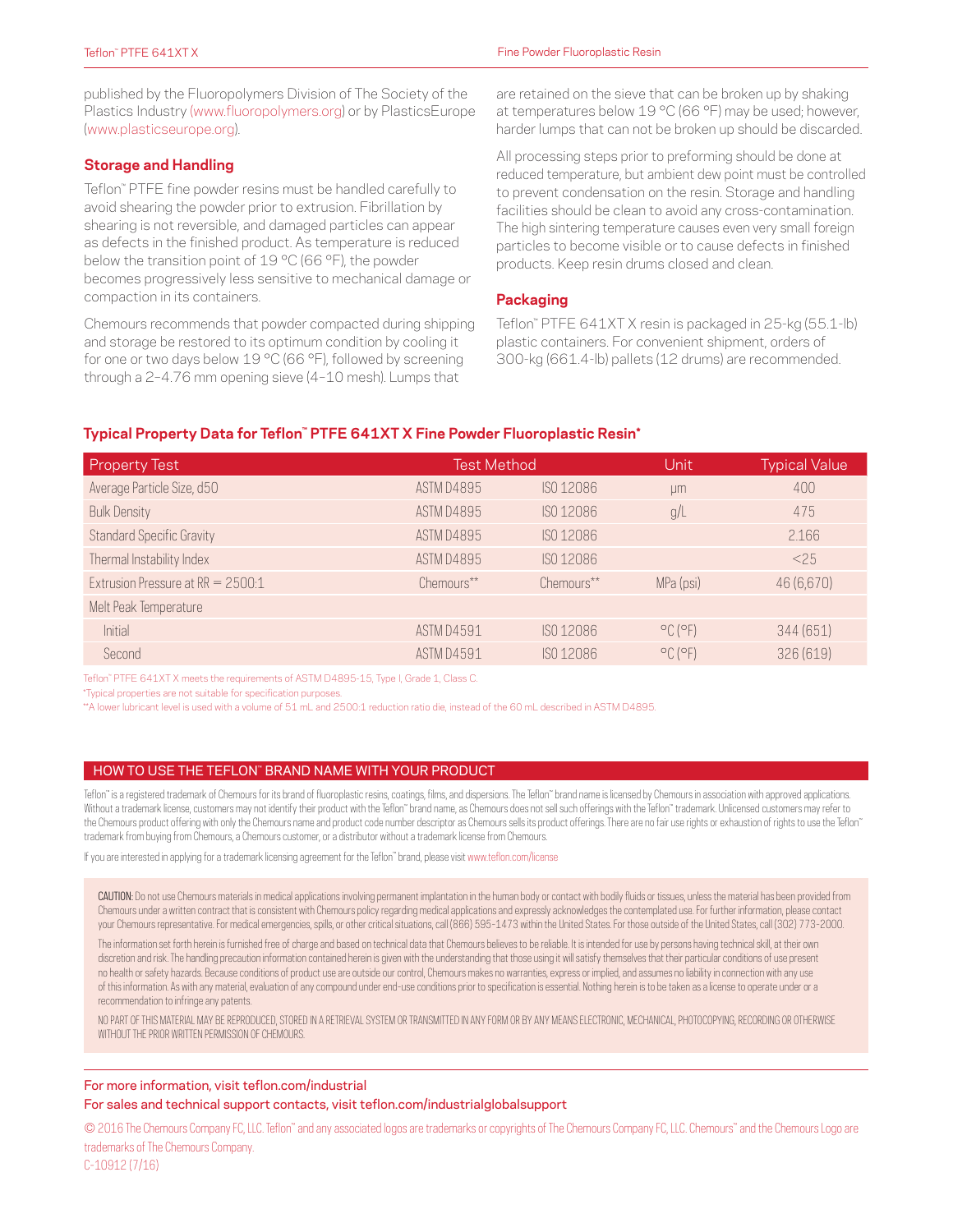published by the Fluoropolymers Division of The Society of the Plastics Industry (www.fluoropolymers.org) or by PlasticsEurope (www.plasticseurope.org).

## Storage and Handling

Teflon™ PTFE fine powder resins must be handled carefully to avoid shearing the powder prior to extrusion. Fibrillation by shearing is not reversible, and damaged particles can appear as defects in the finished product. As temperature is reduced below the transition point of 19 °C (66 °F), the powder becomes progressively less sensitive to mechanical damage or compaction in its containers.

Chemours recommends that powder compacted during shipping and storage be restored to its optimum condition by cooling it for one or two days below 19 °C (66 °F), followed by screening through a 2–4.76 mm opening sieve (4–10 mesh). Lumps that are retained on the sieve that can be broken up by shaking at temperatures below 19 °C (66 °F) may be used; however, harder lumps that can not be broken up should be discarded.

All processing steps prior to preforming should be done at reduced temperature, but ambient dew point must be controlled to prevent condensation on the resin. Storage and handling facilities should be clean to avoid any cross-contamination. The high sintering temperature causes even very small foreign particles to become visible or to cause defects in finished products. Keep resin drums closed and clean.

## Packaging

Teflon™ PTFE 641XT X resin is packaged in 25-kg (55.1-lb) plastic containers. For convenient shipment, orders of 300-kg (661.4-lb) pallets (12 drums) are recommended.

## Typical Property Data for Teflon™ PTFE 641XT X Fine Powder Fluoroplastic Resin*

| Property Test | Test Method | | Unit | Typical Value |
|---|---|---|---|---|
| Average Particle Size, d50 | ASTM D4895 | ISO 12086 | µm | 400 |
| Bulk Density | ASTM D4895 | ISO 12086 | g/L | 475 |
| Standard Specific Gravity | ASTM D4895 | ISO 12086 | | 2.166 |
| Thermal Instability Index | ASTM D4895 | ISO 12086 | | <25 |
| Extrusion Pressure at RR = 2500:1 | Chemours** | Chemours** | MPa (psi) | 46 (6,670) |
| Melt Peak Temperature | | | | |
| Initial | ASTM D4591 | ISO 12086 | °C (°F) | 344 (651) |
| Second | ASTM D4591 | ISO 12086 | °C (°F) | 326 (619) |

Teflon™ PTFE 641XT X meets the requirements of ASTM D4895-15, Type I, Grade 1, Class C.

*Typical properties are not suitable for specification purposes.

**A lower lubricant level is used with a volume of 51 mL and 2500:1 reduction ratio die, instead of the 60 mL described in ASTM D4895.

## HOW TO USE THE TEFLON™ BRAND NAME WITH YOUR PRODUCT

Teflon™ is a registered trademark of Chemours for its brand of fluoroplastic resins, coatings, films, and dispersions. The Teflon™ brand name is licensed by Chemours in association with approved applications. Without a trademark license, customers may not identify their product with the Teflon™ brand name, as Chemours does not sell such offerings with the Teflon™ trademark. Unlicensed customers may refer to the Chemours product offering with only the Chemours name and product code number descriptor as Chemours sells its product offerings. There are no fair use rights or exhaustion of rights to use the Teflon™ trademark from buying from Chemours, a Chemours customer, or a distributor without a trademark license from Chemours.

If you are interested in applying for a trademark licensing agreement for the Teflon™ brand, please visit www.teflon.com/license

CAUTION: Do not use Chemours materials in medical applications involving permanent implantation in the human body or contact with bodily fluids or tissues, unless the material has been provided from Chemours under a written contract that is consistent with Chemours policy regarding medical applications and expressly acknowledges the contemplated use. For further information, please contact your Chemours representative. For medical emergencies, spills, or other critical situations, call (866) 595-1473 within the United States. For those outside of the United States, call (302) 773-2000.

The information set forth herein is furnished free of charge and based on technical data that Chemours believes to be reliable. It is intended for use by persons having technical skill, at their own discretion and risk. The handling precaution information contained herein is given with the understanding that those using it will satisfy themselves that their particular conditions of use present no health or safety hazards. Because conditions of product use are outside our control, Chemours makes no warranties, express or implied, and assumes no liability in connection with any use of this information. As with any material, evaluation of any compound under end-use conditions prior to specification is essential. Nothing herein is to be taken as a license to operate under or a recommendation to infringe any patents.

NO PART OF THIS MATERIAL MAY BE REPRODUCED, STORED IN A RETRIEVAL SYSTEM OR TRANSMITTED IN ANY FORM OR BY ANY MEANS ELECTRONIC, MECHANICAL, PHOTOCOPYING, RECORDING OR OTHERWISE WITHOUT THE PRIOR WRITTEN PERMISSION OF CHEMOURS.

For more information, visit teflon.com/industrial

For sales and technical support contacts, visit teflon.com/industrialglobalsupport

© 2016 The Chemours Company FC, LLC. Teflon™ and any associated logos are trademarks or copyrights of The Chemours Company FC, LLC. Chemours™ and the Chemours Logo are trademarks of The Chemours Company.

C-10912 (7/16)